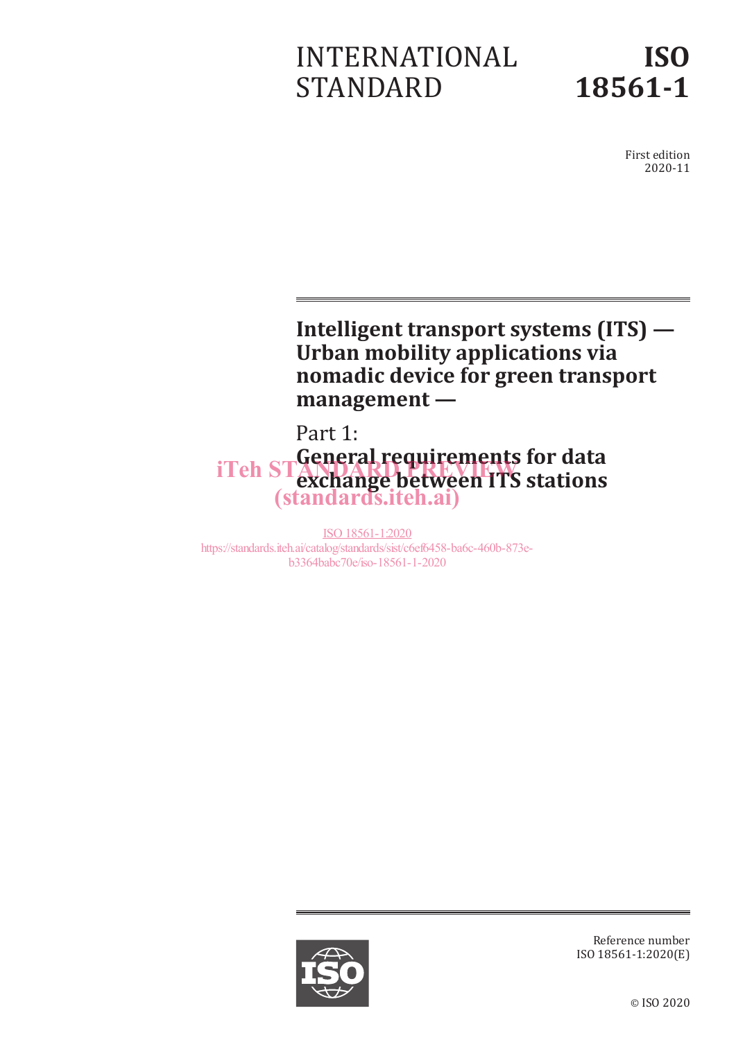# INTERNATIONAL STANDARD

**ISO 18561-1**

First edition
2020-11

# Intelligent transport systems (ITS) — Urban mobility applications via nomadic device for green transport management —

## Part 1: General requirements for data exchange between ITS stations

iTeh STANDARD PREVIEW
(standards.iteh.ai)

ISO 18561-1:2020
https://standards.iteh.ai/catalog/standards/sist/c6ef6458-ba6c-460b-873e-b3364babc70e/iso-18561-1-2020

Reference number
ISO 18561-1:2020(E)

© ISO 2020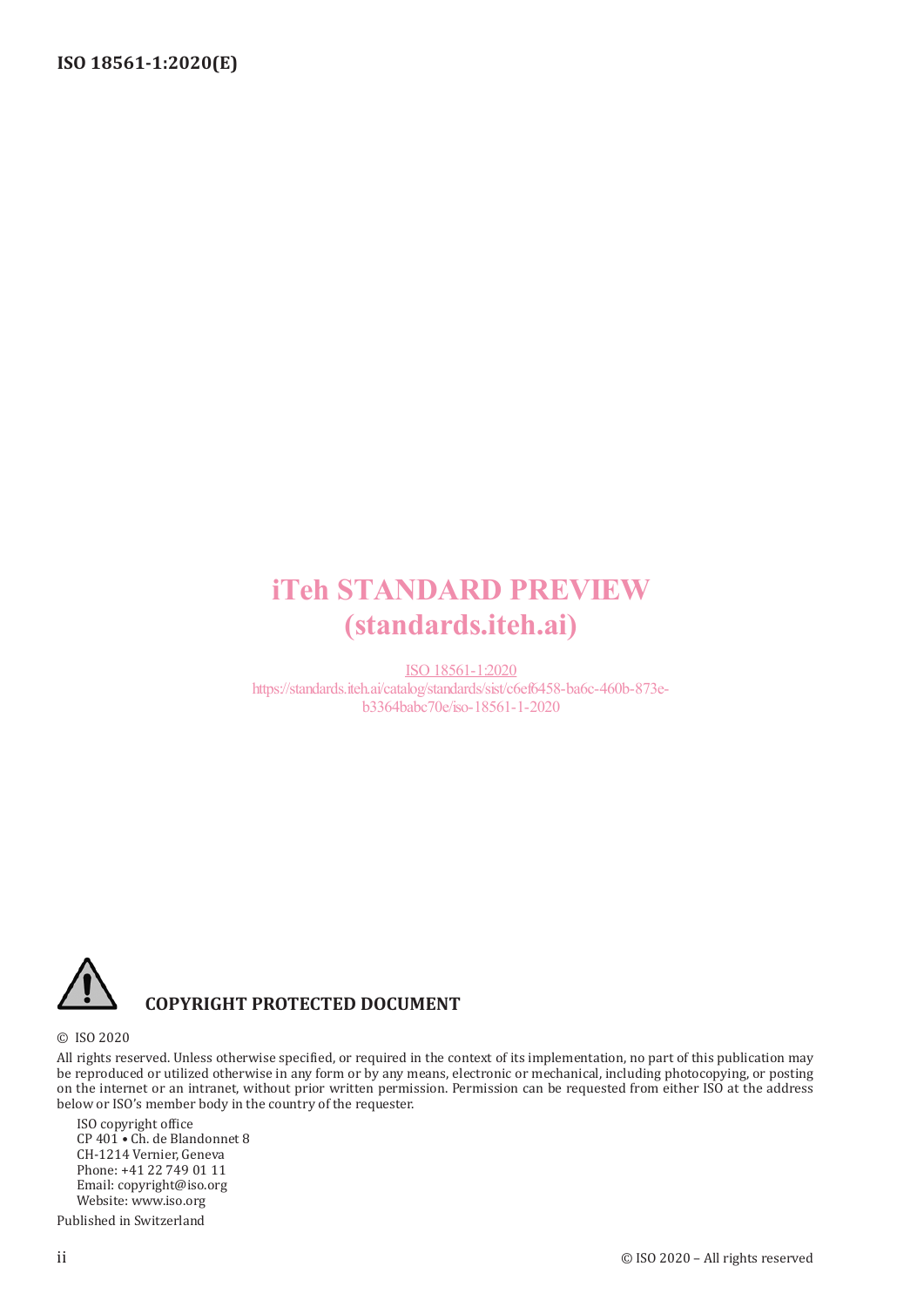iTeh STANDARD PREVIEW
(standards.iteh.ai)

ISO 18561-1:2020
https://standards.iteh.ai/catalog/standards/sist/c6ef6458-ba6c-460b-873e-b3364babc70e/iso-18561-1-2020

**COPYRIGHT PROTECTED DOCUMENT**

© ISO 2020

All rights reserved. Unless otherwise specified, or required in the context of its implementation, no part of this publication may be reproduced or utilized otherwise in any form or by any means, electronic or mechanical, including photocopying, or posting on the internet or an intranet, without prior written permission. Permission can be requested from either ISO at the address below or ISO's member body in the country of the requester.

ISO copyright office
CP 401 • Ch. de Blandonnet 8
CH-1214 Vernier, Geneva
Phone: +41 22 749 01 11
Email: copyright@iso.org
Website: www.iso.org

Published in Switzerland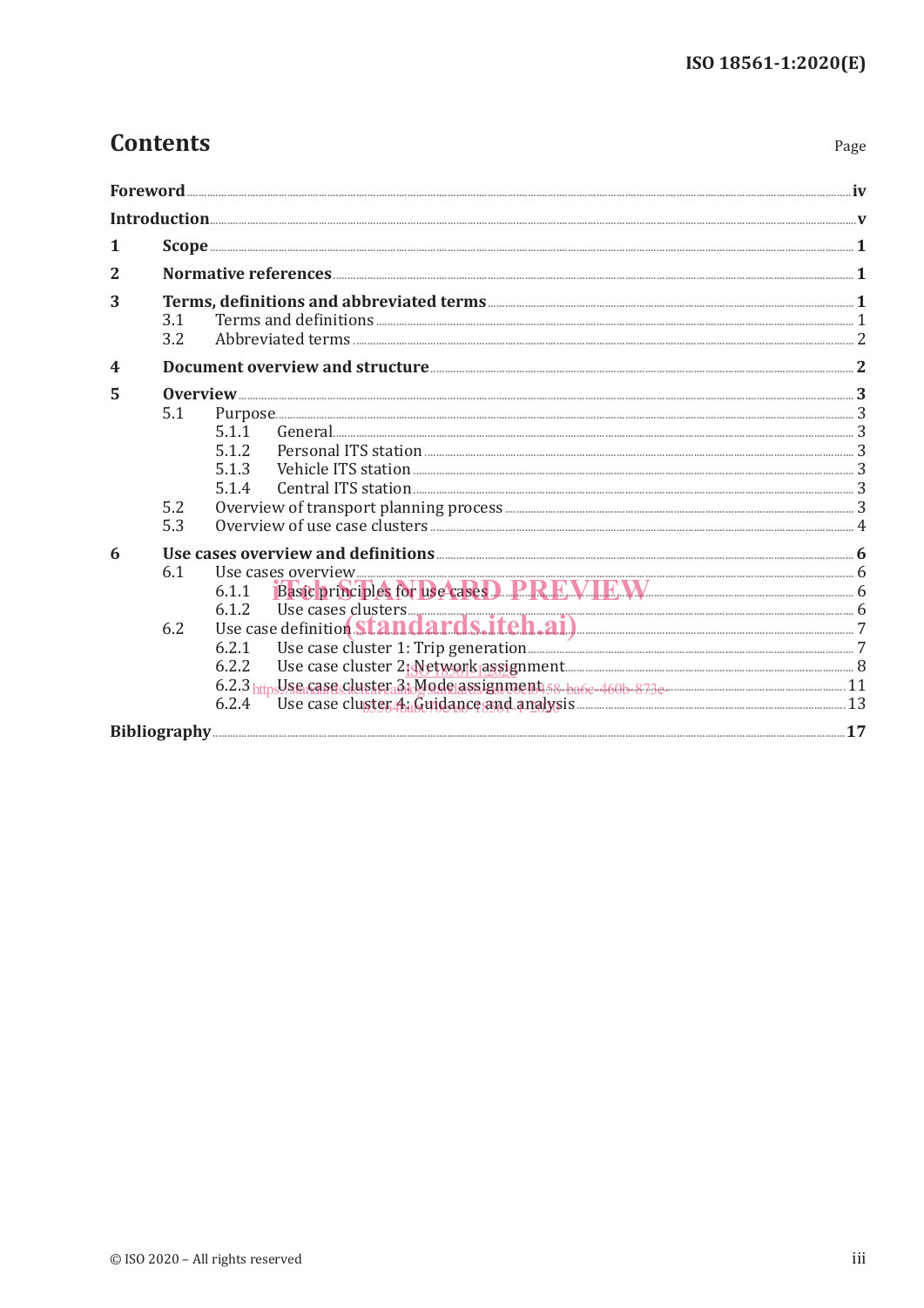# Contents

| | Page |
|---|---|
| **Foreword** | **iv** |
| **Introduction** | **v** |
| **1 Scope** | **1** |
| **2 Normative references** | **1** |
| **3 Terms, definitions and abbreviated terms** | **1** |
| 3.1 Terms and definitions | 1 |
| 3.2 Abbreviated terms | 2 |
| **4 Document overview and structure** | **2** |
| **5 Overview** | **3** |
| 5.1 Purpose | 3 |
| 5.1.1 General | 3 |
| 5.1.2 Personal ITS station | 3 |
| 5.1.3 Vehicle ITS station | 3 |
| 5.1.4 Central ITS station | 3 |
| 5.2 Overview of transport planning process | 3 |
| 5.3 Overview of use case clusters | 4 |
| **6 Use cases overview and definitions** | **6** |
| 6.1 Use cases overview | 6 |
| 6.1.1 Basic principles for use cases | 6 |
| 6.1.2 Use cases clusters | 6 |
| 6.2 Use case definition | 7 |
| 6.2.1 Use case cluster 1: Trip generation | 7 |
| 6.2.2 Use case cluster 2: Network assignment | 8 |
| 6.2.3 Use case cluster 3: Mode assignment | 11 |
| 6.2.4 Use case cluster 4: Guidance and analysis | 13 |
| **Bibliography** | **17** |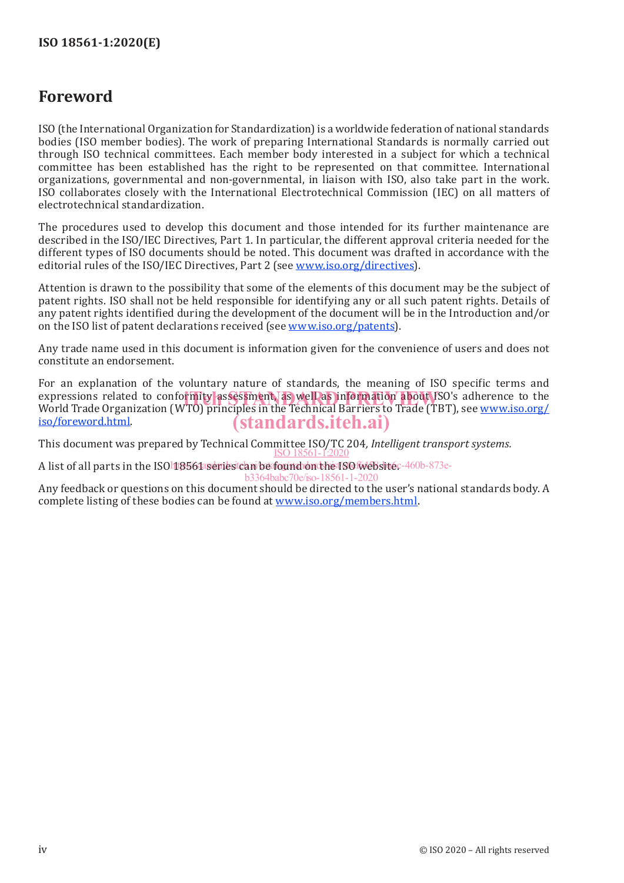# Foreword

ISO (the International Organization for Standardization) is a worldwide federation of national standards bodies (ISO member bodies). The work of preparing International Standards is normally carried out through ISO technical committees. Each member body interested in a subject for which a technical committee has been established has the right to be represented on that committee. International organizations, governmental and non-governmental, in liaison with ISO, also take part in the work. ISO collaborates closely with the International Electrotechnical Commission (IEC) on all matters of electrotechnical standardization.

The procedures used to develop this document and those intended for its further maintenance are described in the ISO/IEC Directives, Part 1. In particular, the different approval criteria needed for the different types of ISO documents should be noted. This document was drafted in accordance with the editorial rules of the ISO/IEC Directives, Part 2 (see www.iso.org/directives).

Attention is drawn to the possibility that some of the elements of this document may be the subject of patent rights. ISO shall not be held responsible for identifying any or all such patent rights. Details of any patent rights identified during the development of the document will be in the Introduction and/or on the ISO list of patent declarations received (see www.iso.org/patents).

Any trade name used in this document is information given for the convenience of users and does not constitute an endorsement.

For an explanation of the voluntary nature of standards, the meaning of ISO specific terms and expressions related to conformity assessment, as well as information about ISO's adherence to the World Trade Organization (WTO) principles in the Technical Barriers to Trade (TBT), see www.iso.org/iso/foreword.html.

This document was prepared by Technical Committee ISO/TC 204, *Intelligent transport systems.*

A list of all parts in the ISO 18561 series can be found on the ISO website.

Any feedback or questions on this document should be directed to the user's national standards body. A complete listing of these bodies can be found at www.iso.org/members.html.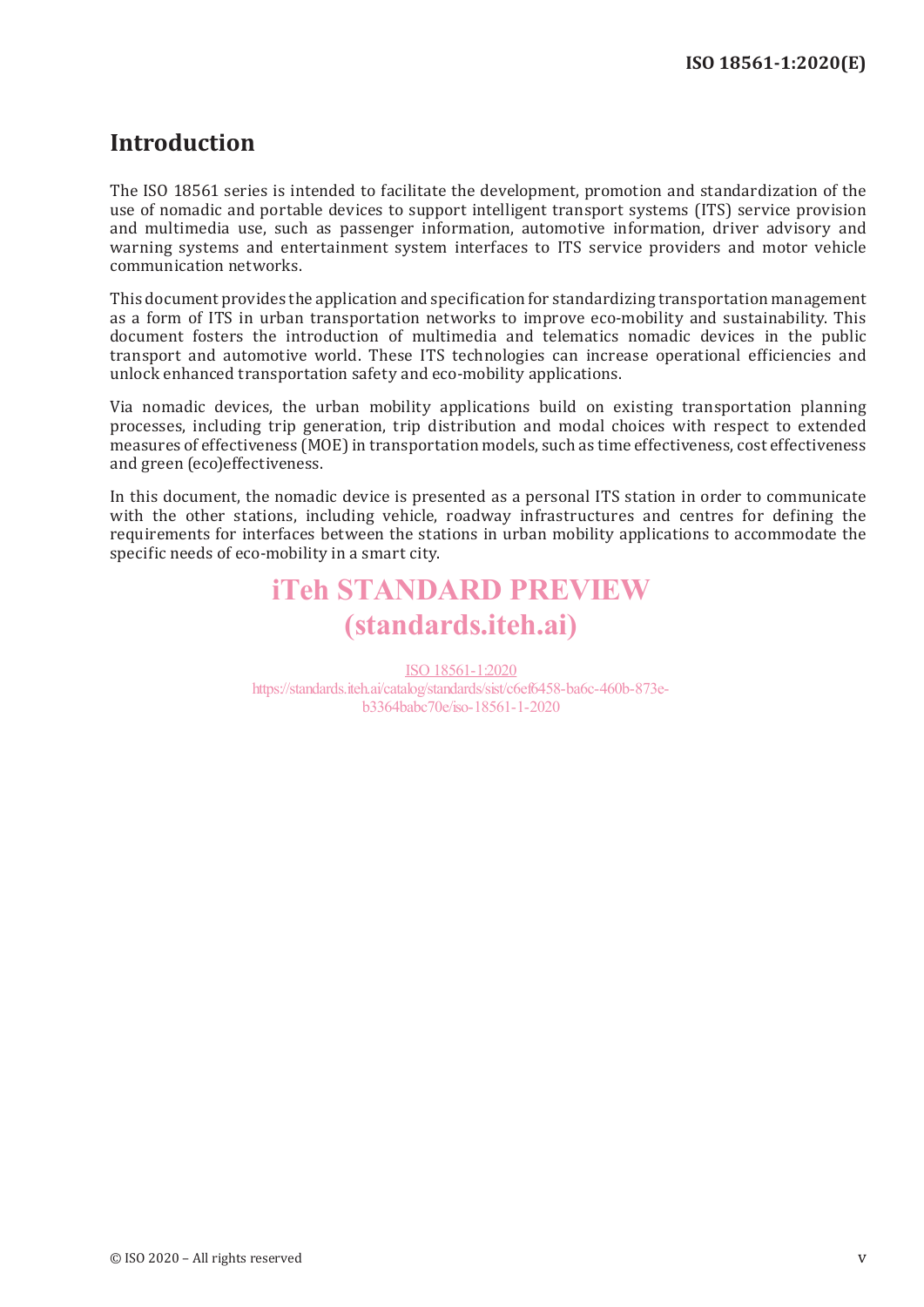# Introduction

The ISO 18561 series is intended to facilitate the development, promotion and standardization of the use of nomadic and portable devices to support intelligent transport systems (ITS) service provision and multimedia use, such as passenger information, automotive information, driver advisory and warning systems and entertainment system interfaces to ITS service providers and motor vehicle communication networks.

This document provides the application and specification for standardizing transportation management as a form of ITS in urban transportation networks to improve eco-mobility and sustainability. This document fosters the introduction of multimedia and telematics nomadic devices in the public transport and automotive world. These ITS technologies can increase operational efficiencies and unlock enhanced transportation safety and eco-mobility applications.

Via nomadic devices, the urban mobility applications build on existing transportation planning processes, including trip generation, trip distribution and modal choices with respect to extended measures of effectiveness (MOE) in transportation models, such as time effectiveness, cost effectiveness and green (eco)effectiveness.

In this document, the nomadic device is presented as a personal ITS station in order to communicate with the other stations, including vehicle, roadway infrastructures and centres for defining the requirements for interfaces between the stations in urban mobility applications to accommodate the specific needs of eco-mobility in a smart city.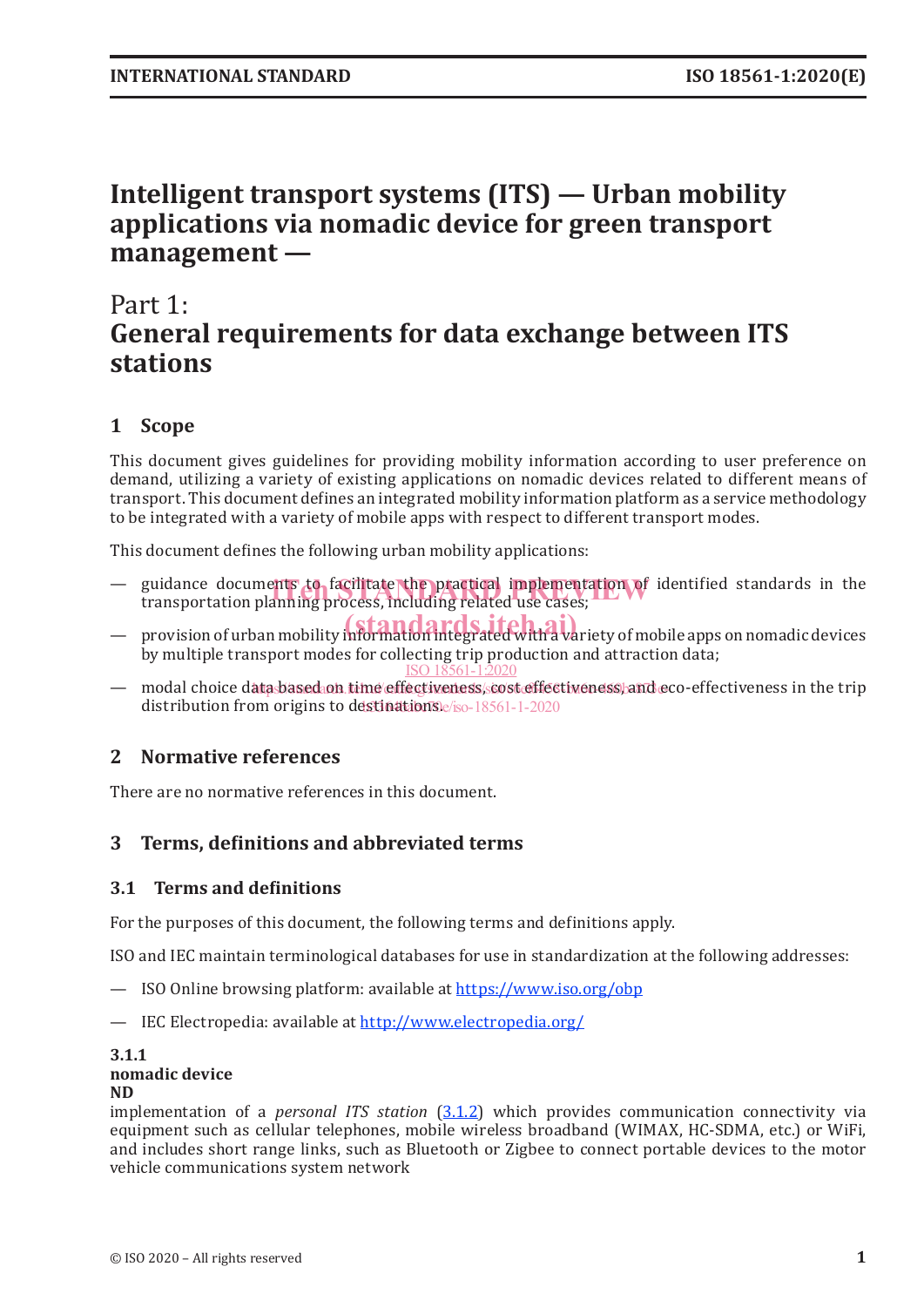# Intelligent transport systems (ITS) — Urban mobility applications via nomadic device for green transport management —

## Part 1: General requirements for data exchange between ITS stations

## 1 Scope

This document gives guidelines for providing mobility information according to user preference on demand, utilizing a variety of existing applications on nomadic devices related to different means of transport. This document defines an integrated mobility information platform as a service methodology to be integrated with a variety of mobile apps with respect to different transport modes.

This document defines the following urban mobility applications:

— guidance documents to facilitate the practical implementation of identified standards in the transportation planning process, including related use cases;

— provision of urban mobility information integrated with a variety of mobile apps on nomadic devices by multiple transport modes for collecting trip production and attraction data;

— modal choice data based on time effectiveness, cost effectiveness, and eco-effectiveness in the trip distribution from origins to destinations.

## 2 Normative references

There are no normative references in this document.

## 3 Terms, definitions and abbreviated terms

### 3.1 Terms and definitions

For the purposes of this document, the following terms and definitions apply.

ISO and IEC maintain terminological databases for use in standardization at the following addresses:

— ISO Online browsing platform: available at https://www.iso.org/obp

— IEC Electropedia: available at http://www.electropedia.org/

**3.1.1**
**nomadic device**
**ND**
implementation of a *personal ITS station* (3.1.2) which provides communication connectivity via equipment such as cellular telephones, mobile wireless broadband (WIMAX, HC-SDMA, etc.) or WiFi, and includes short range links, such as Bluetooth or Zigbee to connect portable devices to the motor vehicle communications system network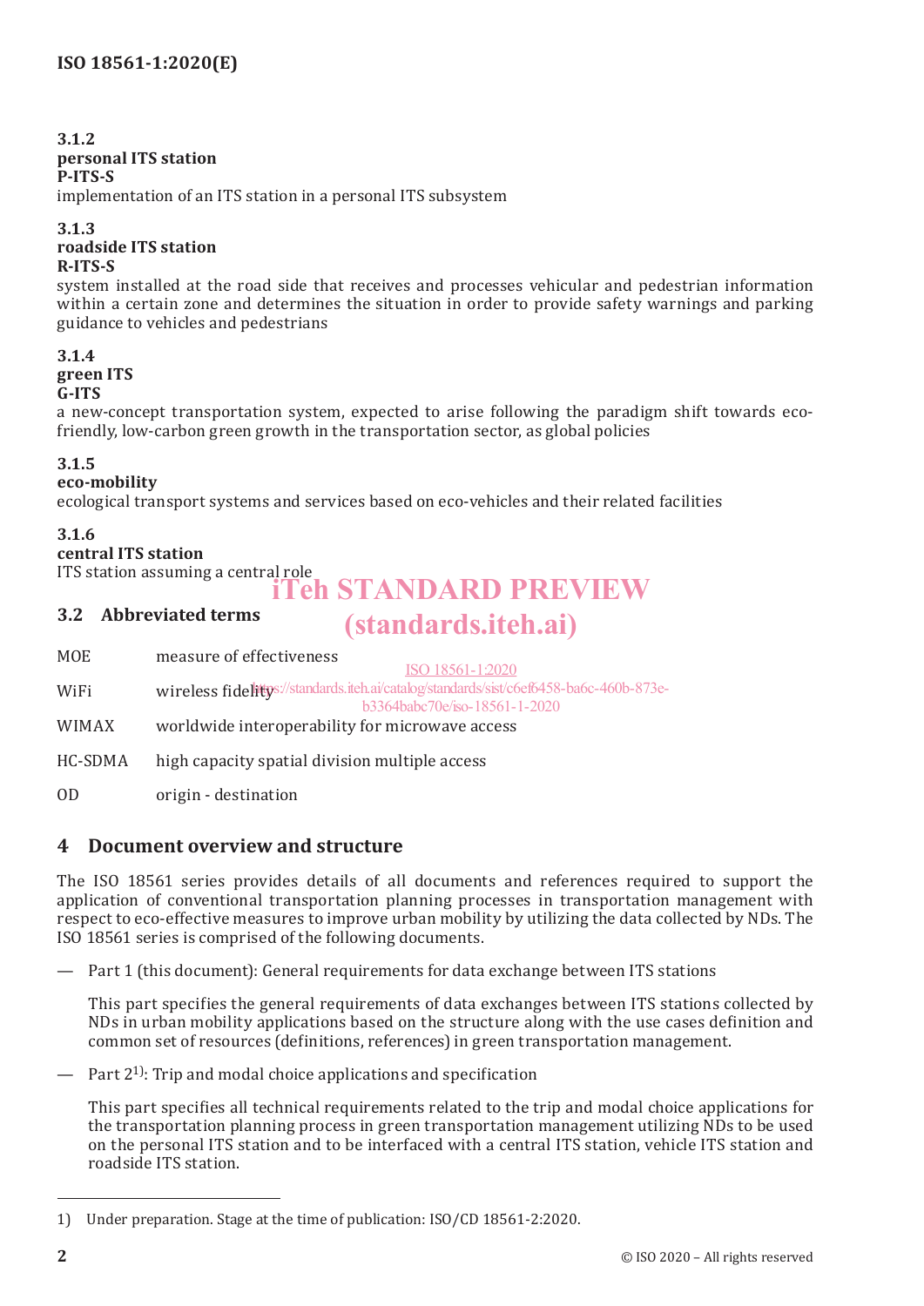**3.1.2**
**personal ITS station**
**P-ITS-S**
implementation of an ITS station in a personal ITS subsystem

**3.1.3**
**roadside ITS station**
**R-ITS-S**
system installed at the road side that receives and processes vehicular and pedestrian information within a certain zone and determines the situation in order to provide safety warnings and parking guidance to vehicles and pedestrians

**3.1.4**
**green ITS**
**G-ITS**
a new-concept transportation system, expected to arise following the paradigm shift towards eco-friendly, low-carbon green growth in the transportation sector, as global policies

**3.1.5**
**eco-mobility**
ecological transport systems and services based on eco-vehicles and their related facilities

**3.1.6**
**central ITS station**
ITS station assuming a central role

### 3.2 Abbreviated terms

| | |
|---|---|
| MOE | measure of effectiveness |
| WiFi | wireless fidelity |
| WIMAX | worldwide interoperability for microwave access |
| HC-SDMA | high capacity spatial division multiple access |
| OD | origin - destination |

## 4 Document overview and structure

The ISO 18561 series provides details of all documents and references required to support the application of conventional transportation planning processes in transportation management with respect to eco-effective measures to improve urban mobility by utilizing the data collected by NDs. The ISO 18561 series is comprised of the following documents.

— Part 1 (this document): General requirements for data exchange between ITS stations

This part specifies the general requirements of data exchanges between ITS stations collected by NDs in urban mobility applications based on the structure along with the use cases definition and common set of resources (definitions, references) in green transportation management.

— Part 2[1]: Trip and modal choice applications and specification

This part specifies all technical requirements related to the trip and modal choice applications for the transportation planning process in green transportation management utilizing NDs to be used on the personal ITS station and to be interfaced with a central ITS station, vehicle ITS station and roadside ITS station.

1) Under preparation. Stage at the time of publication: ISO/CD 18561-2:2020.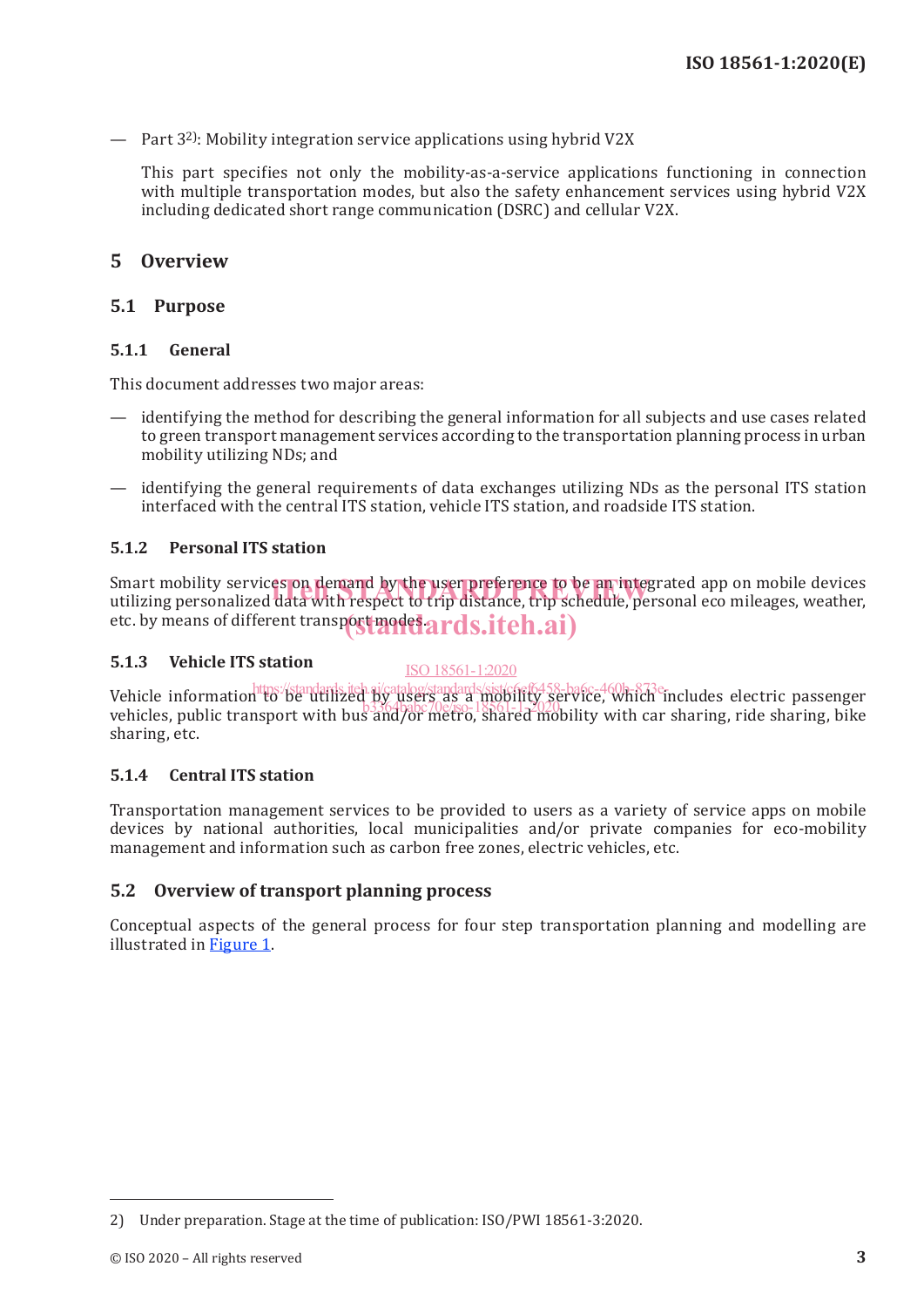— Part 3[2]: Mobility integration service applications using hybrid V2X

This part specifies not only the mobility-as-a-service applications functioning in connection with multiple transportation modes, but also the safety enhancement services using hybrid V2X including dedicated short range communication (DSRC) and cellular V2X.

# 5 Overview

## 5.1 Purpose

### 5.1.1 General

This document addresses two major areas:

— identifying the method for describing the general information for all subjects and use cases related to green transport management services according to the transportation planning process in urban mobility utilizing NDs; and

— identifying the general requirements of data exchanges utilizing NDs as the personal ITS station interfaced with the central ITS station, vehicle ITS station, and roadside ITS station.

### 5.1.2 Personal ITS station

Smart mobility services on demand by the user preference to be an integrated app on mobile devices utilizing personalized data with respect to trip distance, trip schedule, personal eco mileages, weather, etc. by means of different transport modes.

### 5.1.3 Vehicle ITS station

Vehicle information to be utilized by users as a mobility service, which includes electric passenger vehicles, public transport with bus and/or metro, shared mobility with car sharing, ride sharing, bike sharing, etc.

### 5.1.4 Central ITS station

Transportation management services to be provided to users as a variety of service apps on mobile devices by national authorities, local municipalities and/or private companies for eco-mobility management and information such as carbon free zones, electric vehicles, etc.

## 5.2 Overview of transport planning process

Conceptual aspects of the general process for four step transportation planning and modelling are illustrated in Figure 1.

---

2) Under preparation. Stage at the time of publication: ISO/PWI 18561-3:2020.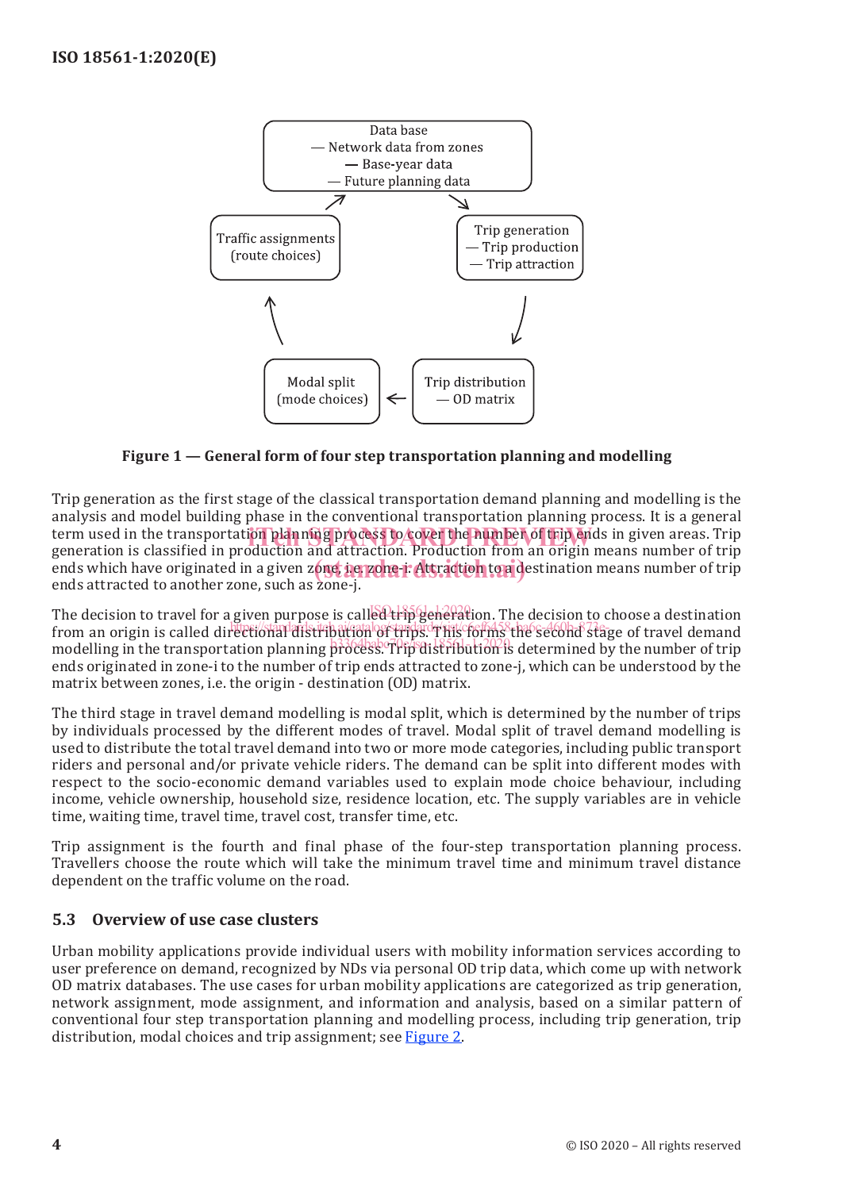**Figure 1 — General form of four step transportation planning and modelling**

Trip generation as the first stage of the classical transportation demand planning and modelling is the analysis and model building phase in the conventional transportation planning process. It is a general term used in the transportation planning process to cover the number of trip ends in given areas. Trip generation is classified in production and attraction. Production from an origin means number of trip ends which have originated in a given zone, i.e. zone-i. Attraction to a destination means number of trip ends attracted to another zone, such as zone-j.

The decision to travel for a given purpose is called trip generation. The decision to choose a destination from an origin is called directional distribution of trips. This forms the second stage of travel demand modelling in the transportation planning process. Trip distribution is determined by the number of trip ends originated in zone-i to the number of trip ends attracted to zone-j, which can be understood by the matrix between zones, i.e. the origin - destination (OD) matrix.

The third stage in travel demand modelling is modal split, which is determined by the number of trips by individuals processed by the different modes of travel. Modal split of travel demand modelling is used to distribute the total travel demand into two or more mode categories, including public transport riders and personal and/or private vehicle riders. The demand can be split into different modes with respect to the socio-economic demand variables used to explain mode choice behaviour, including income, vehicle ownership, household size, residence location, etc. The supply variables are in vehicle time, waiting time, travel time, travel cost, transfer time, etc.

Trip assignment is the fourth and final phase of the four-step transportation planning process. Travellers choose the route which will take the minimum travel time and minimum travel distance dependent on the traffic volume on the road.

## 5.3 Overview of use case clusters

Urban mobility applications provide individual users with mobility information services according to user preference on demand, recognized by NDs via personal OD trip data, which come up with network OD matrix databases. The use cases for urban mobility applications are categorized as trip generation, network assignment, mode assignment, and information and analysis, based on a similar pattern of conventional four step transportation planning and modelling process, including trip generation, trip distribution, modal choices and trip assignment; see Figure 2.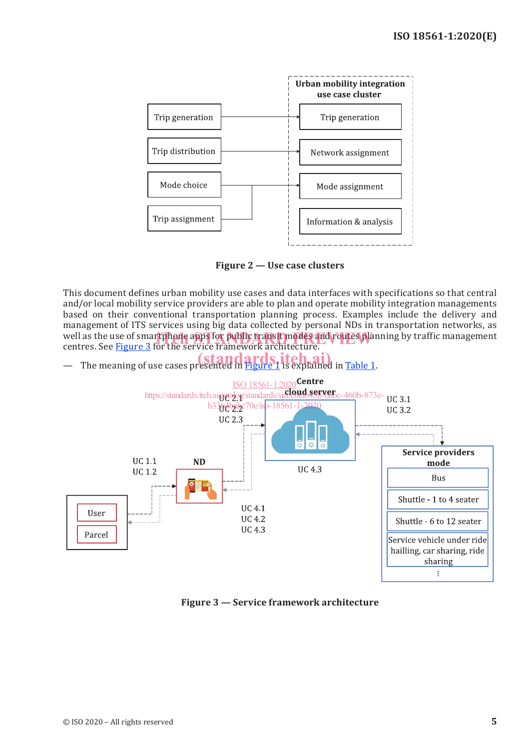Urban mobility integration use case cluster

Trip generation

Trip distribution

Mode choice

Trip assignment

Trip generation

Network assignment

Mode assignment

Information & analysis

**Figure 2 — Use case clusters**

This document defines urban mobility use cases and data interfaces with specifications so that central and/or local mobility service providers are able to plan and operate mobility integration managements based on their conventional transportation planning process. Examples include the delivery and management of ITS services using big data collected by personal NDs in transportation networks, as well as the use of smartphone apps for public transit modes and routes planning by traffic management centres. See Figure 3 for the service framework architecture.

— The meaning of use cases presented in Figure 1 is explained in Table 1.

Centre cloud server

UC 2.1
UC 2.2
UC 2.3

UC 3.1
UC 3.2

UC 4.3

UC 1.1
UC 1.2

ND

User

Parcel

UC 4.1
UC 4.2
UC 4.3

Service providers mode

Bus

Shuttle - 1 to 4 seater

Shuttle - 6 to 12 seater

Service vehicle under ride hailling, car sharing, ride sharing

⋮

**Figure 3 — Service framework architecture**